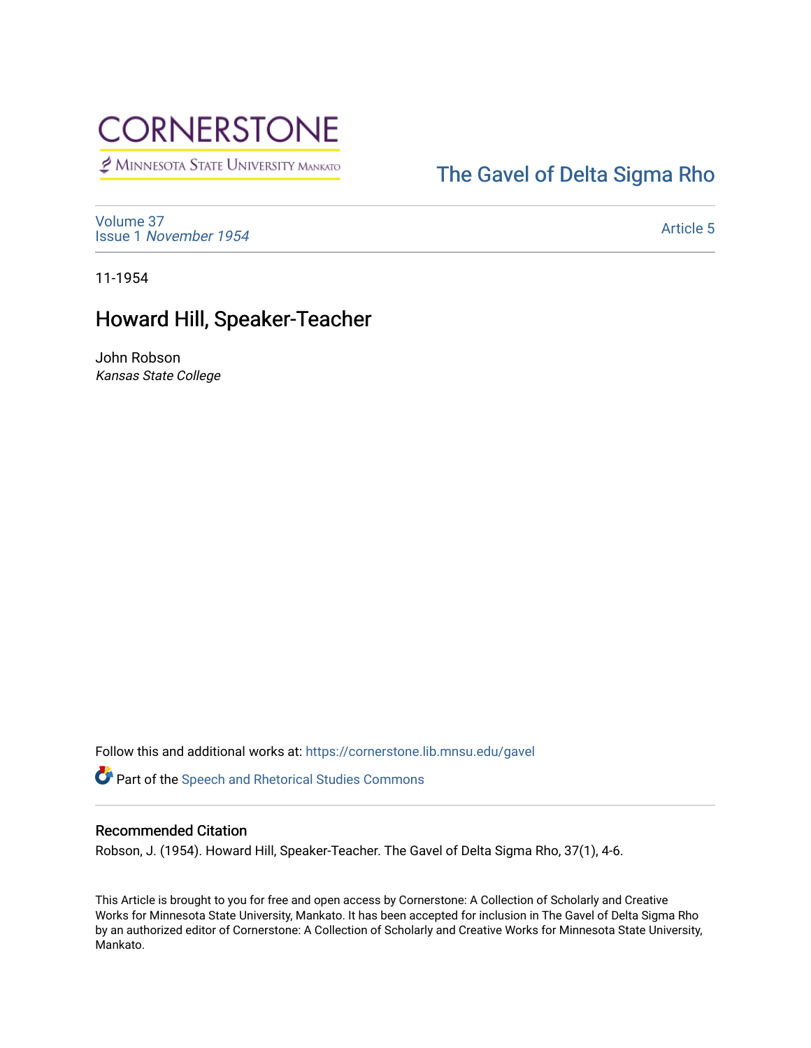# CORNERSTONE

Minnesota State University Mankato

The Gavel of Delta Sigma Rho

Volume 37
Issue 1 *November 1954*

Article 5

11-1954

## Howard Hill, Speaker-Teacher

John Robson
*Kansas State College*

Follow this and additional works at: https://cornerstone.lib.mnsu.edu/gavel

Part of the Speech and Rhetorical Studies Commons

### Recommended Citation

Robson, J. (1954). Howard Hill, Speaker-Teacher. The Gavel of Delta Sigma Rho, 37(1), 4-6.

This Article is brought to you for free and open access by Cornerstone: A Collection of Scholarly and Creative Works for Minnesota State University, Mankato. It has been accepted for inclusion in The Gavel of Delta Sigma Rho by an authorized editor of Cornerstone: A Collection of Scholarly and Creative Works for Minnesota State University, Mankato.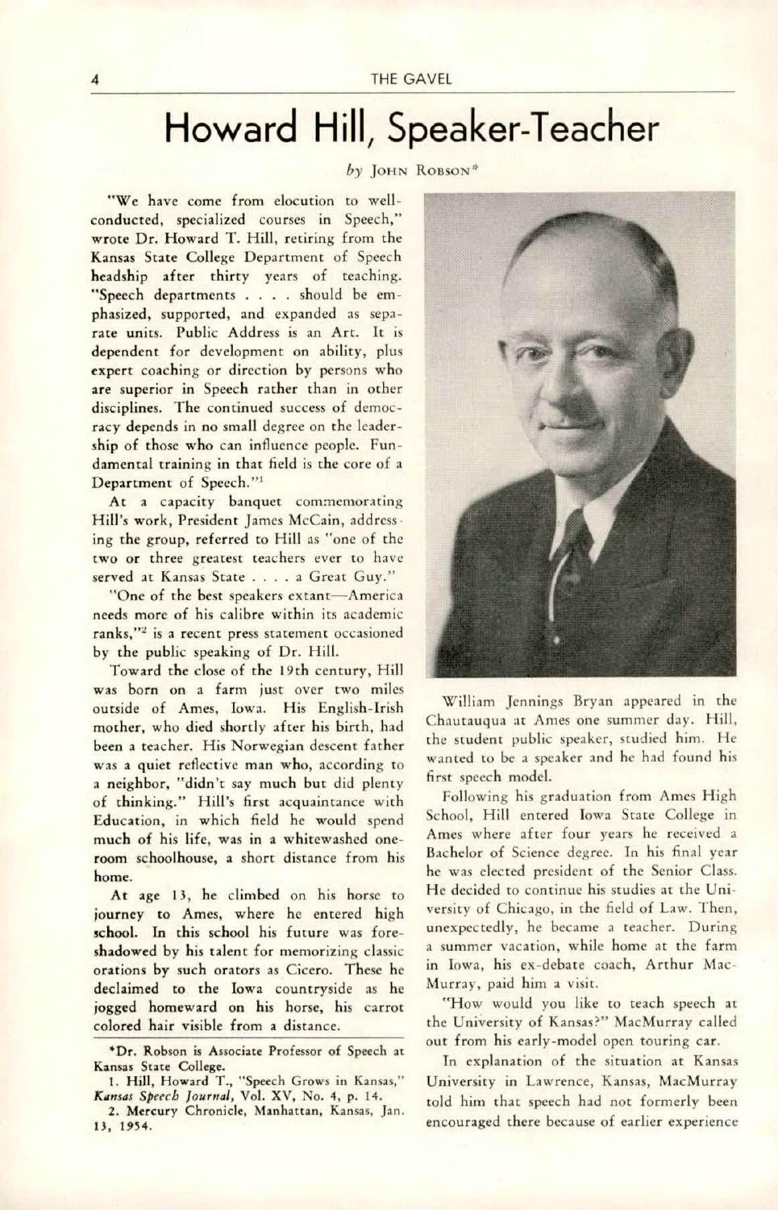# Howard Hill, Speaker-Teacher

*by* John Robson*

"We have come from elocution to well-conducted, specialized courses in Speech," wrote Dr. Howard T. Hill, retiring from the Kansas State College Department of Speech headship after thirty years of teaching. "Speech departments . . . . should be emphasized, supported, and expanded as separate units. Public Address is an Art. It is dependent for development on ability, plus expert coaching or direction by persons who are superior in Speech rather than in other disciplines. The continued success of democracy depends in no small degree on the leadership of those who can influence people. Fundamental training in that field is the core of a Department of Speech."[1]

At a capacity banquet commemorating Hill's work, President James McCain, addressing the group, referred to Hill as "one of the two or three greatest teachers ever to have served at Kansas State . . . . a Great Guy."

"One of the best speakers extant—America needs more of his calibre within its academic ranks,"[2] is a recent press statement occasioned by the public speaking of Dr. Hill.

Toward the close of the 19th century, Hill was born on a farm just over two miles outside of Ames, Iowa. His English-Irish mother, who died shortly after his birth, had been a teacher. His Norwegian descent father was a quiet reflective man who, according to a neighbor, "didn't say much but did plenty of thinking." Hill's first acquaintance with Education, in which field he would spend much of his life, was in a whitewashed one-room schoolhouse, a short distance from his home.

At age 13, he climbed on his horse to journey to Ames, where he entered high school. In this school his future was foreshadowed by his talent for memorizing classic orations by such orators as Cicero. These he declaimed to the Iowa countryside as he jogged homeward on his horse, his carrot colored hair visible from a distance.

William Jennings Bryan appeared in the Chautauqua at Ames one summer day. Hill, the student public speaker, studied him. He wanted to be a speaker and he had found his first speech model.

Following his graduation from Ames High School, Hill entered Iowa State College in Ames where after four years he received a Bachelor of Science degree. In his final year he was elected president of the Senior Class. He decided to continue his studies at the University of Chicago, in the field of Law. Then, unexpectedly, he became a teacher. During a summer vacation, while home at the farm in Iowa, his ex-debate coach, Arthur MacMurray, paid him a visit.

"How would you like to teach speech at the University of Kansas?" MacMurray called out from his early-model open touring car.

In explanation of the situation at Kansas University in Lawrence, Kansas, MacMurray told him that speech had not formerly been encouraged there because of earlier experience

---

*Dr. Robson is Associate Professor of Speech at Kansas State College.

1. Hill, Howard T., "Speech Grows in Kansas," *Kansas Speech Journal*, Vol. XV, No. 4, p. 14.

2. Mercury Chronicle, Manhattan, Kansas, Jan. 13, 1954.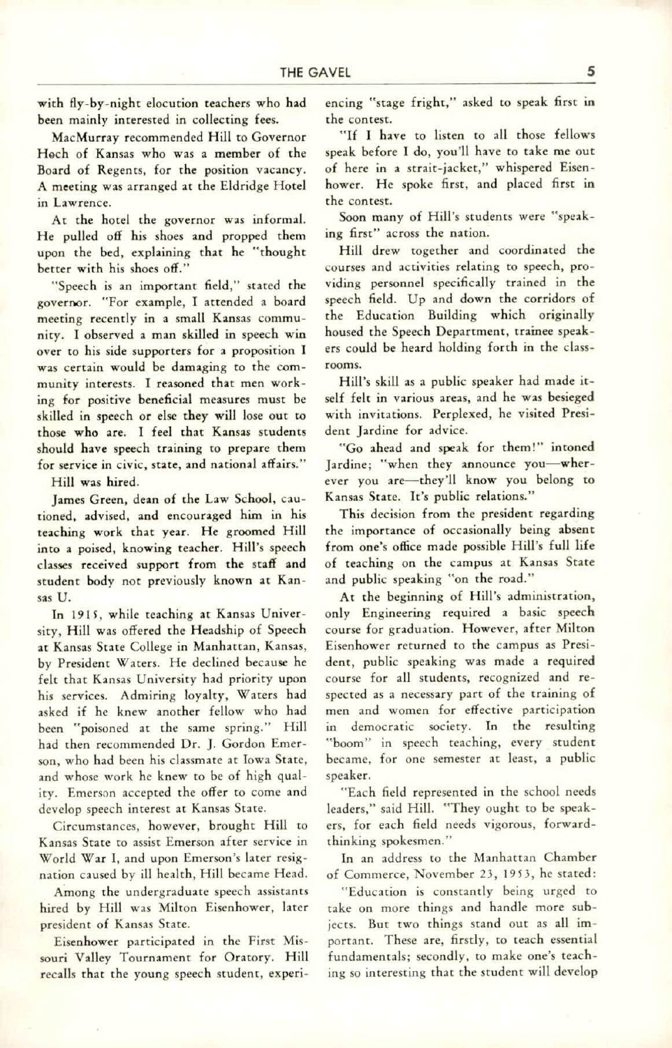with fly-by-night elocution teachers who had been mainly interested in collecting fees.

MacMurray recommended Hill to Governor Hoch of Kansas who was a member of the Board of Regents, for the position vacancy. A meeting was arranged at the Eldridge Hotel in Lawrence.

At the hotel the governor was informal. He pulled off his shoes and propped them upon the bed, explaining that he "thought better with his shoes off."

"Speech is an important field," stated the governor. "For example, I attended a board meeting recently in a small Kansas community. I observed a man skilled in speech win over to his side supporters for a proposition I was certain would be damaging to the community interests. I reasoned that men working for positive beneficial measures must be skilled in speech or else they will lose out to those who are. I feel that Kansas students should have speech training to prepare them for service in civic, state, and national affairs."

Hill was hired.

James Green, dean of the Law School, cautioned, advised, and encouraged him in his teaching work that year. He groomed Hill into a poised, knowing teacher. Hill's speech classes received support from the staff and student body not previously known at Kansas U.

In 1915, while teaching at Kansas University, Hill was offered the Headship of Speech at Kansas State College in Manhattan, Kansas, by President Waters. He declined because he felt that Kansas University had priority upon his services. Admiring loyalty, Waters had asked if he knew another fellow who had been "poisoned at the same spring." Hill had then recommended Dr. J. Gordon Emerson, who had been his classmate at Iowa State, and whose work he knew to be of high quality. Emerson accepted the offer to come and develop speech interest at Kansas State.

Circumstances, however, brought Hill to Kansas State to assist Emerson after service in World War I, and upon Emerson's later resignation caused by ill health, Hill became Head.

Among the undergraduate speech assistants hired by Hill was Milton Eisenhower, later president of Kansas State.

Eisenhower participated in the First Missouri Valley Tournament for Oratory. Hill recalls that the young speech student, experiencing "stage fright," asked to speak first in the contest.

"If I have to listen to all those fellows speak before I do, you'll have to take me out of here in a strait-jacket," whispered Eisenhower. He spoke first, and placed first in the contest.

Soon many of Hill's students were "speaking first" across the nation.

Hill drew together and coordinated the courses and activities relating to speech, providing personnel specifically trained in the speech field. Up and down the corridors of the Education Building which originally housed the Speech Department, trainee speakers could be heard holding forth in the classrooms.

Hill's skill as a public speaker had made itself felt in various areas, and he was besieged with invitations. Perplexed, he visited President Jardine for advice.

"Go ahead and speak for them!" intoned Jardine; "when they announce you—wherever you are—they'll know you belong to Kansas State. It's public relations."

This decision from the president regarding the importance of occasionally being absent from one's office made possible Hill's full life of teaching on the campus at Kansas State and public speaking "on the road."

At the beginning of Hill's administration, only Engineering required a basic speech course for graduation. However, after Milton Eisenhower returned to the campus as President, public speaking was made a required course for all students, recognized and respected as a necessary part of the training of men and women for effective participation in democratic society. In the resulting "boom" in speech teaching, every student became, for one semester at least, a public speaker.

"Each field represented in the school needs leaders," said Hill. "They ought to be speakers, for each field needs vigorous, forward-thinking spokesmen."

In an address to the Manhattan Chamber of Commerce, November 23, 1953, he stated:

"Education is constantly being urged to take on more things and handle more subjects. But two things stand out as all important. These are, firstly, to teach essential fundamentals; secondly, to make one's teaching so interesting that the student will develop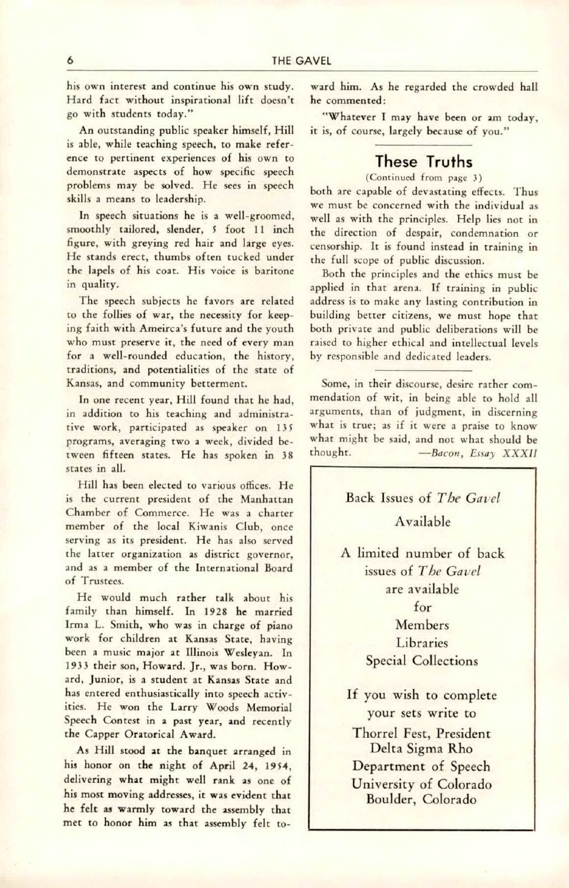his own interest and continue his own study. Hard fact without inspirational lift doesn't go with students today."

An outstanding public speaker himself, Hill is able, while teaching speech, to make reference to pertinent experiences of his own to demonstrate aspects of how specific speech problems may be solved. He sees in speech skills a means to leadership.

In speech situations he is a well-groomed, smoothly tailored, slender, 5 foot 11 inch figure, with greying red hair and large eyes. He stands erect, thumbs often tucked under the lapels of his coat. His voice is baritone in quality.

The speech subjects he favors are related to the follies of war, the necessity for keeping faith with Amerca's future and the youth who must preserve it, the need of every man for a well-rounded education, the history, traditions, and potentialities of the state of Kansas, and community betterment.

In one recent year, Hill found that he had, in addition to his teaching and administrative work, participated as speaker on 135 programs, averaging two a week, divided between fifteen states. He has spoken in 38 states in all.

Hill has been elected to various offices. He is the current president of the Manhattan Chamber of Commerce. He was a charter member of the local Kiwanis Club, once serving as its president. He has also served the latter organization as district governor, and as a member of the International Board of Trustees.

He would much rather talk about his family than himself. In 1928 he married Irma L. Smith, who was in charge of piano work for children at Kansas State, having been a music major at Illinois Wesleyan. In 1933 their son, Howard, Jr., was born. Howard, Junior, is a student at Kansas State and has entered enthusiastically into speech activities. He won the Larry Woods Memorial Speech Contest in a past year, and recently the Capper Oratorical Award.

As Hill stood at the banquet arranged in his honor on the night of April 24, 1954, delivering what might well rank as one of his most moving addresses, it was evident that he felt as warmly toward the assembly that met to honor him as that assembly felt toward him. As he regarded the crowded hall he commented:

"Whatever I may have been or am today, it is, of course, largely because of you."

## These Truths

(Continued from page 3)

both are capable of devastating effects. Thus we must be concerned with the individual as well as with the principles. Help lies not in the direction of despair, condemnation or censorship. It is found instead in training in the full scope of public discussion.

Both the principles and the ethics must be applied in that arena. If training in public address is to make any lasting contribution in building better citizens, we must hope that both private and public deliberations will be raised to higher ethical and intellectual levels by responsible and dedicated leaders.

Some, in their discourse, desire rather commendation of wit, in being able to hold all arguments, than of judgment, in discerning what is true; as if it were a praise to know what might be said, and not what should be thought. —*Bacon, Essay XXXII*

Back Issues of *The Gavel* Available

A limited number of back issues of *The Gavel* are available for

Members
Libraries
Special Collections

If you wish to complete your sets write to

Thorrel Fest, President
Delta Sigma Rho
Department of Speech
University of Colorado
Boulder, Colorado